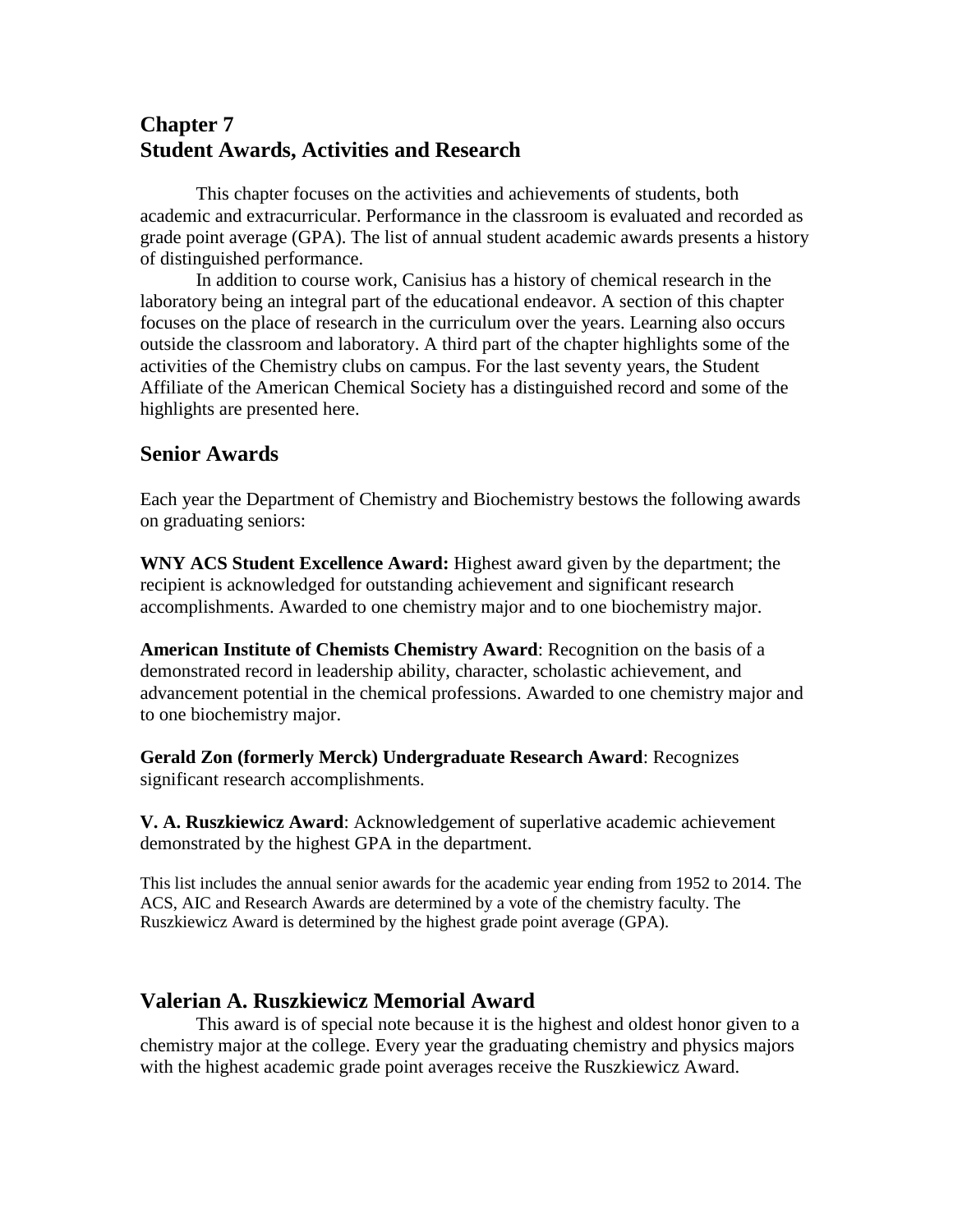# Chapter 7
# Student Awards, Activities and Research

This chapter focuses on the activities and achievements of students, both academic and extracurricular. Performance in the classroom is evaluated and recorded as grade point average (GPA). The list of annual student academic awards presents a history of distinguished performance.

In addition to course work, Canisius has a history of chemical research in the laboratory being an integral part of the educational endeavor. A section of this chapter focuses on the place of research in the curriculum over the years. Learning also occurs outside the classroom and laboratory. A third part of the chapter highlights some of the activities of the Chemistry clubs on campus. For the last seventy years, the Student Affiliate of the American Chemical Society has a distinguished record and some of the highlights are presented here.

## Senior Awards

Each year the Department of Chemistry and Biochemistry bestows the following awards on graduating seniors:

**WNY ACS Student Excellence Award:** Highest award given by the department; the recipient is acknowledged for outstanding achievement and significant research accomplishments. Awarded to one chemistry major and to one biochemistry major.

**American Institute of Chemists Chemistry Award**: Recognition on the basis of a demonstrated record in leadership ability, character, scholastic achievement, and advancement potential in the chemical professions. Awarded to one chemistry major and to one biochemistry major.

**Gerald Zon (formerly Merck) Undergraduate Research Award**: Recognizes significant research accomplishments.

**V. A. Ruszkiewicz Award**: Acknowledgement of superlative academic achievement demonstrated by the highest GPA in the department.

This list includes the annual senior awards for the academic year ending from 1952 to 2014. The ACS, AIC and Research Awards are determined by a vote of the chemistry faculty. The Ruszkiewicz Award is determined by the highest grade point average (GPA).

## Valerian A. Ruszkiewicz Memorial Award

This award is of special note because it is the highest and oldest honor given to a chemistry major at the college. Every year the graduating chemistry and physics majors with the highest academic grade point averages receive the Ruszkiewicz Award.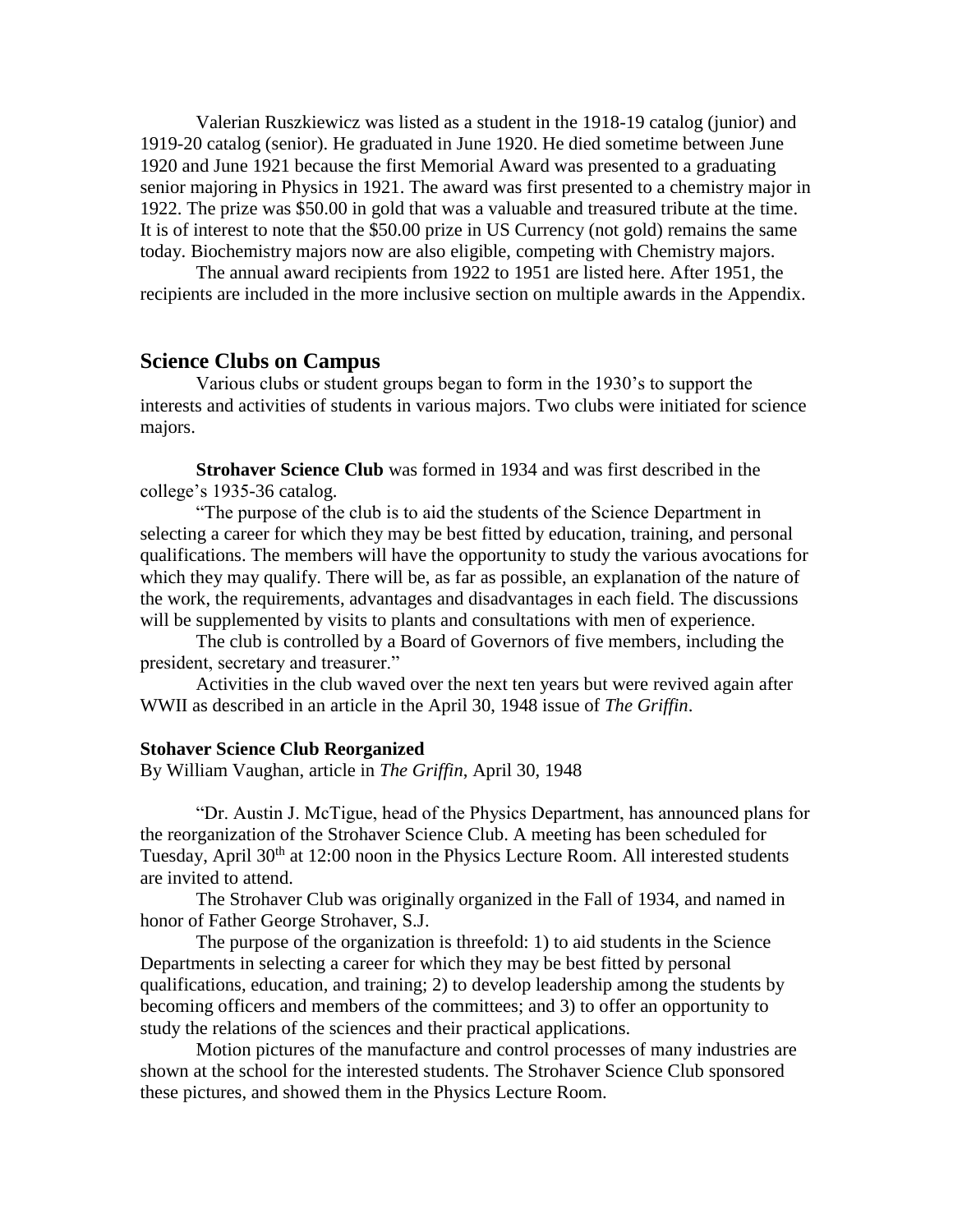Valerian Ruszkiewicz was listed as a student in the 1918-19 catalog (junior) and 1919-20 catalog (senior). He graduated in June 1920. He died sometime between June 1920 and June 1921 because the first Memorial Award was presented to a graduating senior majoring in Physics in 1921. The award was first presented to a chemistry major in 1922. The prize was $50.00 in gold that was a valuable and treasured tribute at the time. It is of interest to note that the $50.00 prize in US Currency (not gold) remains the same today. Biochemistry majors now are also eligible, competing with Chemistry majors.

The annual award recipients from 1922 to 1951 are listed here. After 1951, the recipients are included in the more inclusive section on multiple awards in the Appendix.

## Science Clubs on Campus

Various clubs or student groups began to form in the 1930's to support the interests and activities of students in various majors. Two clubs were initiated for science majors.

**Strohaver Science Club** was formed in 1934 and was first described in the college's 1935-36 catalog.

"The purpose of the club is to aid the students of the Science Department in selecting a career for which they may be best fitted by education, training, and personal qualifications. The members will have the opportunity to study the various avocations for which they may qualify. There will be, as far as possible, an explanation of the nature of the work, the requirements, advantages and disadvantages in each field. The discussions will be supplemented by visits to plants and consultations with men of experience.

The club is controlled by a Board of Governors of five members, including the president, secretary and treasurer."

Activities in the club waved over the next ten years but were revived again after WWII as described in an article in the April 30, 1948 issue of *The Griffin*.

**Stohaver Science Club Reorganized**

By William Vaughan, article in *The Griffin*, April 30, 1948

"Dr. Austin J. McTigue, head of the Physics Department, has announced plans for the reorganization of the Strohaver Science Club. A meeting has been scheduled for Tuesday, April 30th at 12:00 noon in the Physics Lecture Room. All interested students are invited to attend.

The Strohaver Club was originally organized in the Fall of 1934, and named in honor of Father George Strohaver, S.J.

The purpose of the organization is threefold: 1) to aid students in the Science Departments in selecting a career for which they may be best fitted by personal qualifications, education, and training; 2) to develop leadership among the students by becoming officers and members of the committees; and 3) to offer an opportunity to study the relations of the sciences and their practical applications.

Motion pictures of the manufacture and control processes of many industries are shown at the school for the interested students. The Strohaver Science Club sponsored these pictures, and showed them in the Physics Lecture Room.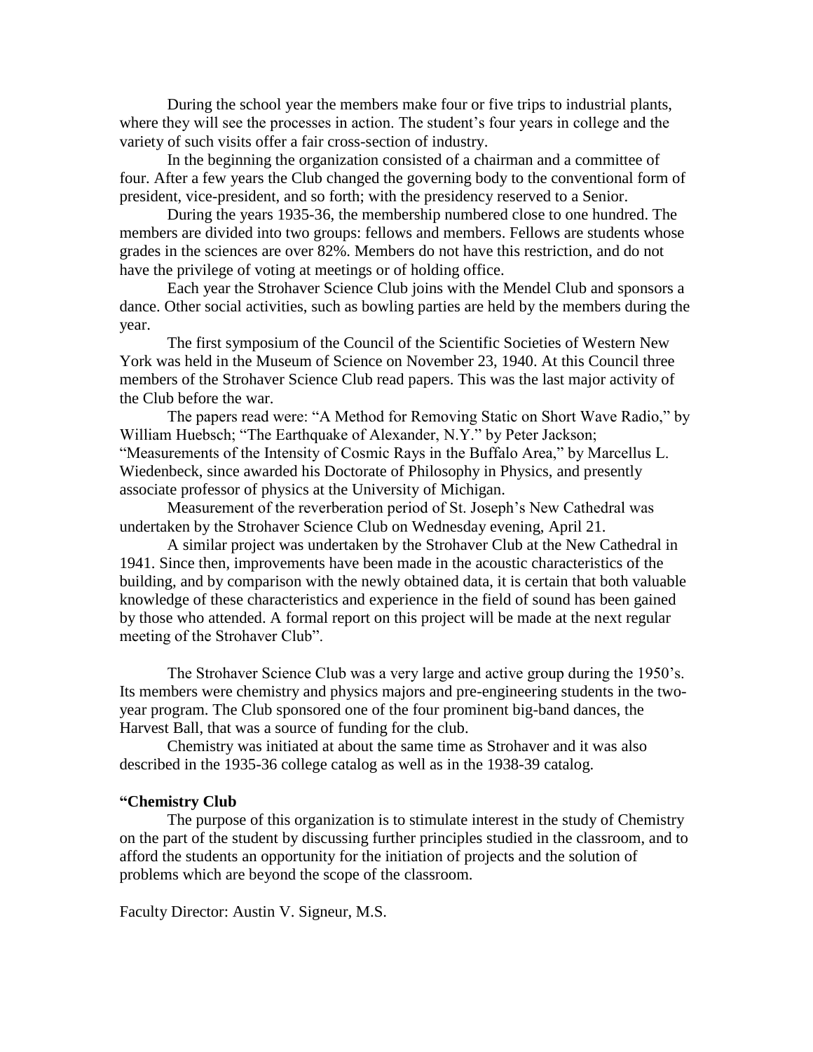During the school year the members make four or five trips to industrial plants, where they will see the processes in action. The student's four years in college and the variety of such visits offer a fair cross-section of industry.

In the beginning the organization consisted of a chairman and a committee of four. After a few years the Club changed the governing body to the conventional form of president, vice-president, and so forth; with the presidency reserved to a Senior.

During the years 1935-36, the membership numbered close to one hundred. The members are divided into two groups: fellows and members. Fellows are students whose grades in the sciences are over 82%. Members do not have this restriction, and do not have the privilege of voting at meetings or of holding office.

Each year the Strohaver Science Club joins with the Mendel Club and sponsors a dance. Other social activities, such as bowling parties are held by the members during the year.

The first symposium of the Council of the Scientific Societies of Western New York was held in the Museum of Science on November 23, 1940. At this Council three members of the Strohaver Science Club read papers. This was the last major activity of the Club before the war.

The papers read were: "A Method for Removing Static on Short Wave Radio," by William Huebsch; "The Earthquake of Alexander, N.Y." by Peter Jackson; "Measurements of the Intensity of Cosmic Rays in the Buffalo Area," by Marcellus L. Wiedenbeck, since awarded his Doctorate of Philosophy in Physics, and presently associate professor of physics at the University of Michigan.

Measurement of the reverberation period of St. Joseph's New Cathedral was undertaken by the Strohaver Science Club on Wednesday evening, April 21.

A similar project was undertaken by the Strohaver Club at the New Cathedral in 1941. Since then, improvements have been made in the acoustic characteristics of the building, and by comparison with the newly obtained data, it is certain that both valuable knowledge of these characteristics and experience in the field of sound has been gained by those who attended. A formal report on this project will be made at the next regular meeting of the Strohaver Club".

The Strohaver Science Club was a very large and active group during the 1950's. Its members were chemistry and physics majors and pre-engineering students in the two-year program. The Club sponsored one of the four prominent big-band dances, the Harvest Ball, that was a source of funding for the club.

Chemistry was initiated at about the same time as Strohaver and it was also described in the 1935-36 college catalog as well as in the 1938-39 catalog.

**"Chemistry Club**

The purpose of this organization is to stimulate interest in the study of Chemistry on the part of the student by discussing further principles studied in the classroom, and to afford the students an opportunity for the initiation of projects and the solution of problems which are beyond the scope of the classroom.

Faculty Director: Austin V. Signeur, M.S.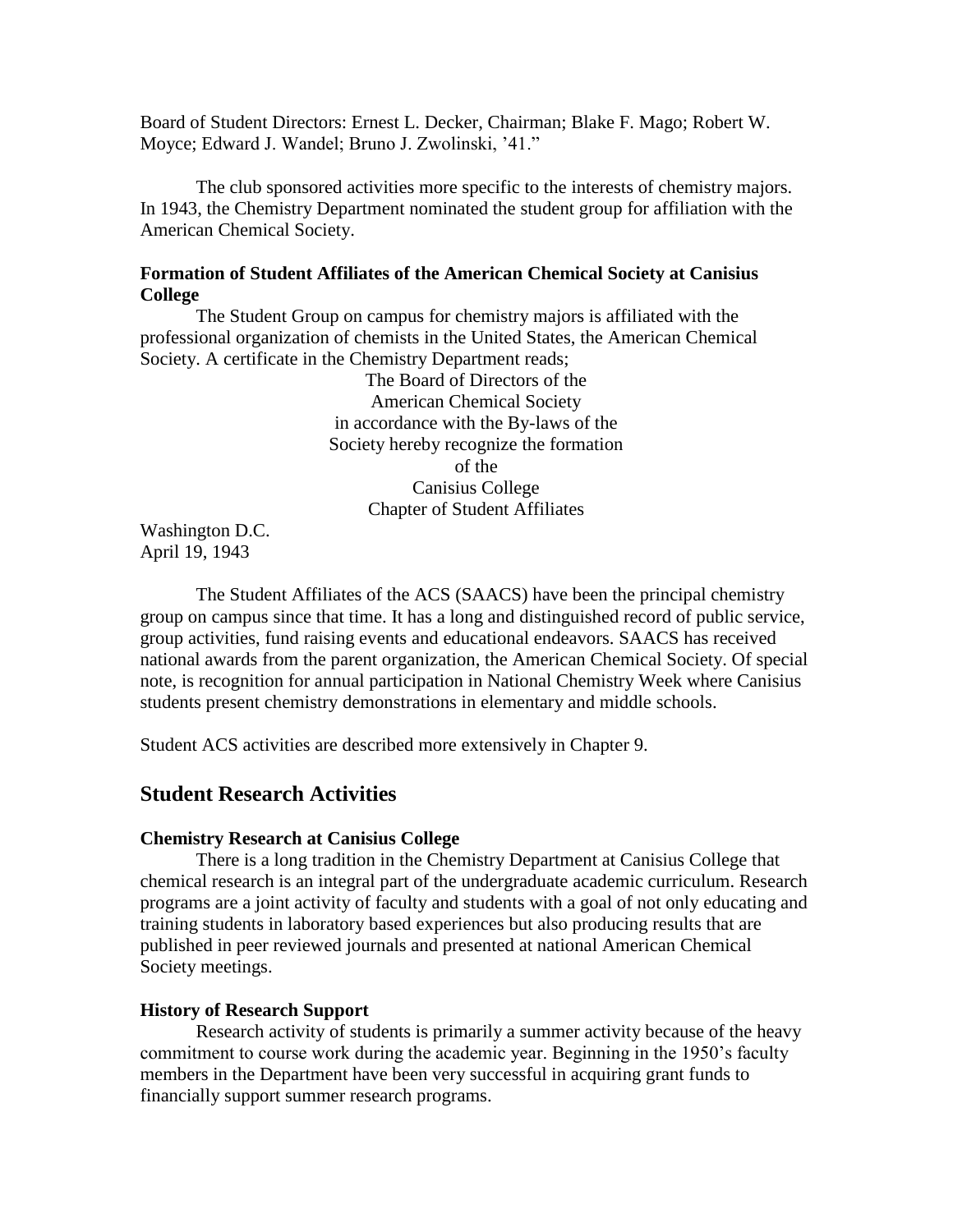Board of Student Directors: Ernest L. Decker, Chairman; Blake F. Mago; Robert W. Moyce; Edward J. Wandel; Bruno J. Zwolinski, '41."

The club sponsored activities more specific to the interests of chemistry majors. In 1943, the Chemistry Department nominated the student group for affiliation with the American Chemical Society.

**Formation of Student Affiliates of the American Chemical Society at Canisius College**

The Student Group on campus for chemistry majors is affiliated with the professional organization of chemists in the United States, the American Chemical Society. A certificate in the Chemistry Department reads;

> The Board of Directors of the
> American Chemical Society
> in accordance with the By-laws of the
> Society hereby recognize the formation
> of the
> Canisius College
> Chapter of Student Affiliates

Washington D.C.
April 19, 1943

The Student Affiliates of the ACS (SAACS) have been the principal chemistry group on campus since that time. It has a long and distinguished record of public service, group activities, fund raising events and educational endeavors. SAACS has received national awards from the parent organization, the American Chemical Society. Of special note, is recognition for annual participation in National Chemistry Week where Canisius students present chemistry demonstrations in elementary and middle schools.

Student ACS activities are described more extensively in Chapter 9.

## Student Research Activities

**Chemistry Research at Canisius College**

There is a long tradition in the Chemistry Department at Canisius College that chemical research is an integral part of the undergraduate academic curriculum. Research programs are a joint activity of faculty and students with a goal of not only educating and training students in laboratory based experiences but also producing results that are published in peer reviewed journals and presented at national American Chemical Society meetings.

**History of Research Support**

Research activity of students is primarily a summer activity because of the heavy commitment to course work during the academic year. Beginning in the 1950's faculty members in the Department have been very successful in acquiring grant funds to financially support summer research programs.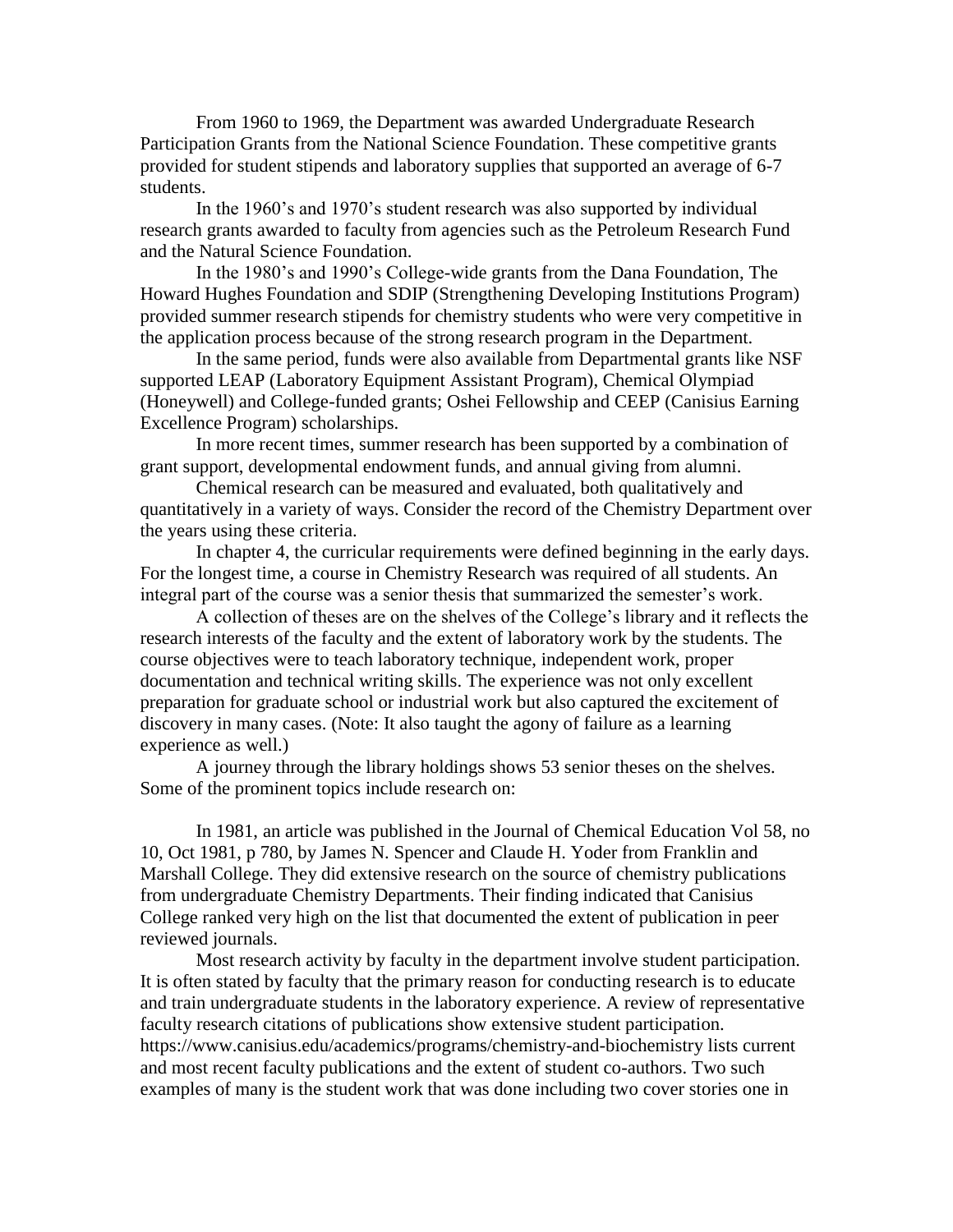From 1960 to 1969, the Department was awarded Undergraduate Research Participation Grants from the National Science Foundation. These competitive grants provided for student stipends and laboratory supplies that supported an average of 6-7 students.

In the 1960's and 1970's student research was also supported by individual research grants awarded to faculty from agencies such as the Petroleum Research Fund and the Natural Science Foundation.

In the 1980's and 1990's College-wide grants from the Dana Foundation, The Howard Hughes Foundation and SDIP (Strengthening Developing Institutions Program) provided summer research stipends for chemistry students who were very competitive in the application process because of the strong research program in the Department.

In the same period, funds were also available from Departmental grants like NSF supported LEAP (Laboratory Equipment Assistant Program), Chemical Olympiad (Honeywell) and College-funded grants; Oshei Fellowship and CEEP (Canisius Earning Excellence Program) scholarships.

In more recent times, summer research has been supported by a combination of grant support, developmental endowment funds, and annual giving from alumni.

Chemical research can be measured and evaluated, both qualitatively and quantitatively in a variety of ways. Consider the record of the Chemistry Department over the years using these criteria.

In chapter 4, the curricular requirements were defined beginning in the early days. For the longest time, a course in Chemistry Research was required of all students. An integral part of the course was a senior thesis that summarized the semester's work.

A collection of theses are on the shelves of the College's library and it reflects the research interests of the faculty and the extent of laboratory work by the students. The course objectives were to teach laboratory technique, independent work, proper documentation and technical writing skills. The experience was not only excellent preparation for graduate school or industrial work but also captured the excitement of discovery in many cases. (Note: It also taught the agony of failure as a learning experience as well.)

A journey through the library holdings shows 53 senior theses on the shelves. Some of the prominent topics include research on:

In 1981, an article was published in the Journal of Chemical Education Vol 58, no 10, Oct 1981, p 780, by James N. Spencer and Claude H. Yoder from Franklin and Marshall College. They did extensive research on the source of chemistry publications from undergraduate Chemistry Departments. Their finding indicated that Canisius College ranked very high on the list that documented the extent of publication in peer reviewed journals.

Most research activity by faculty in the department involve student participation. It is often stated by faculty that the primary reason for conducting research is to educate and train undergraduate students in the laboratory experience. A review of representative faculty research citations of publications show extensive student participation. https://www.canisius.edu/academics/programs/chemistry-and-biochemistry lists current and most recent faculty publications and the extent of student co-authors. Two such examples of many is the student work that was done including two cover stories one in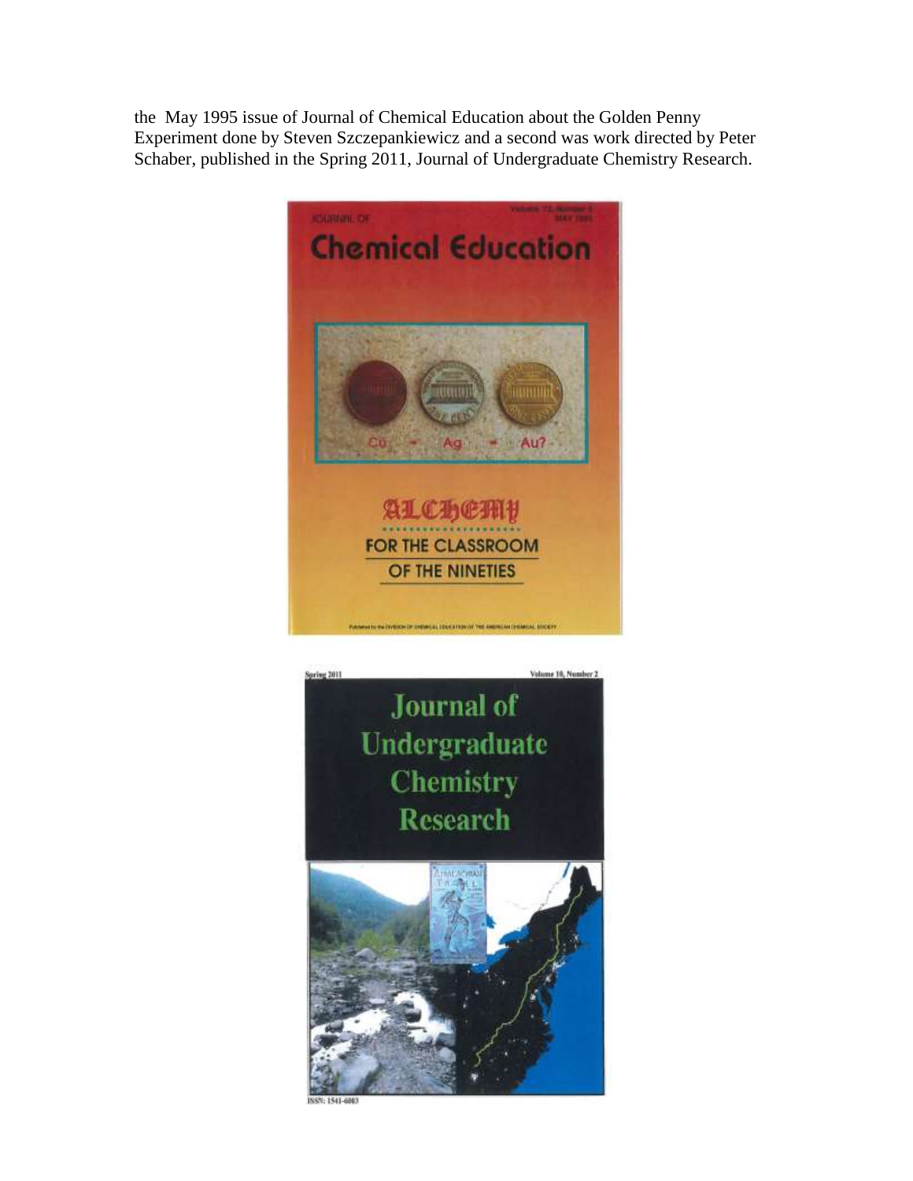the May 1995 issue of Journal of Chemical Education about the Golden Penny Experiment done by Steven Szczepankiewicz and a second was work directed by Peter Schaber, published in the Spring 2011, Journal of Undergraduate Chemistry Research.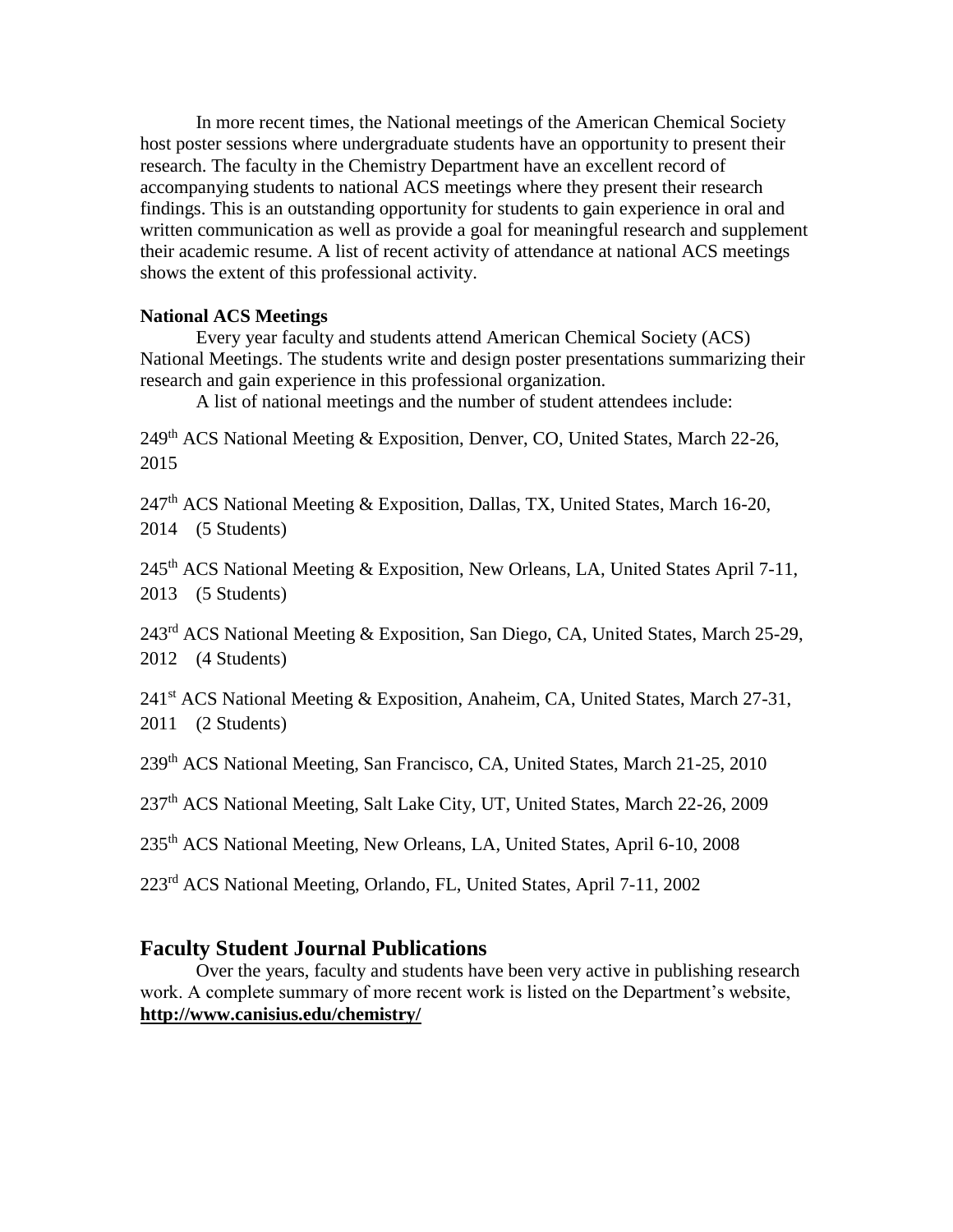In more recent times, the National meetings of the American Chemical Society host poster sessions where undergraduate students have an opportunity to present their research. The faculty in the Chemistry Department have an excellent record of accompanying students to national ACS meetings where they present their research findings. This is an outstanding opportunity for students to gain experience in oral and written communication as well as provide a goal for meaningful research and supplement their academic resume. A list of recent activity of attendance at national ACS meetings shows the extent of this professional activity.

**National ACS Meetings**

Every year faculty and students attend American Chemical Society (ACS) National Meetings. The students write and design poster presentations summarizing their research and gain experience in this professional organization.

A list of national meetings and the number of student attendees include:

249th ACS National Meeting & Exposition, Denver, CO, United States, March 22-26, 2015

247th ACS National Meeting & Exposition, Dallas, TX, United States, March 16-20, 2014 (5 Students)

245th ACS National Meeting & Exposition, New Orleans, LA, United States April 7-11, 2013 (5 Students)

243rd ACS National Meeting & Exposition, San Diego, CA, United States, March 25-29, 2012 (4 Students)

241st ACS National Meeting & Exposition, Anaheim, CA, United States, March 27-31, 2011 (2 Students)

239th ACS National Meeting, San Francisco, CA, United States, March 21-25, 2010

237th ACS National Meeting, Salt Lake City, UT, United States, March 22-26, 2009

235th ACS National Meeting, New Orleans, LA, United States, April 6-10, 2008

223rd ACS National Meeting, Orlando, FL, United States, April 7-11, 2002

## Faculty Student Journal Publications

Over the years, faculty and students have been very active in publishing research work. A complete summary of more recent work is listed on the Department's website, **http://www.canisius.edu/chemistry/**